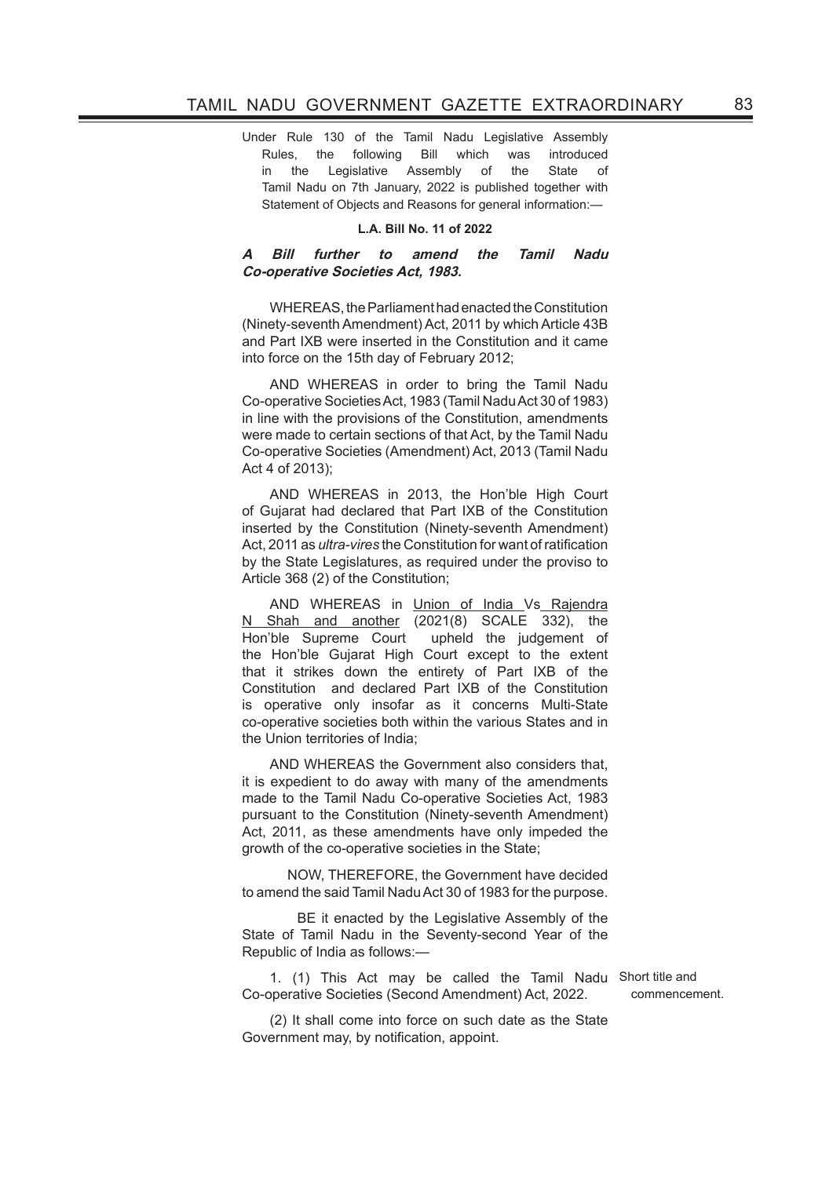Under Rule 130 of the Tamil Nadu Legislative Assembly Rules, the following Bill which was introduced in the Legislative Assembly of the State of Tamil Nadu on 7th January, 2022 is published together with Statement of Objects and Reasons for general information:—

**L.A. Bill No. 11 of 2022**

***A Bill further to amend the Tamil Nadu Co-operative Societies Act, 1983.***

WHEREAS, the Parliament had enacted the Constitution (Ninety-seventh Amendment) Act, 2011 by which Article 43B and Part IXB were inserted in the Constitution and it came into force on the 15th day of February 2012;

AND WHEREAS in order to bring the Tamil Nadu Co-operative Societies Act, 1983 (Tamil Nadu Act 30 of 1983) in line with the provisions of the Constitution, amendments were made to certain sections of that Act, by the Tamil Nadu Co-operative Societies (Amendment) Act, 2013 (Tamil Nadu Act 4 of 2013);

AND WHEREAS in 2013, the Hon'ble High Court of Gujarat had declared that Part IXB of the Constitution inserted by the Constitution (Ninety-seventh Amendment) Act, 2011 as *ultra-vires* the Constitution for want of ratification by the State Legislatures, as required under the proviso to Article 368 (2) of the Constitution;

AND WHEREAS in Union of India Vs Rajendra N Shah and another (2021(8) SCALE 332), the Hon'ble Supreme Court upheld the judgement of the Hon'ble Gujarat High Court except to the extent that it strikes down the entirety of Part IXB of the Constitution and declared Part IXB of the Constitution is operative only insofar as it concerns Multi-State co-operative societies both within the various States and in the Union territories of India;

AND WHEREAS the Government also considers that, it is expedient to do away with many of the amendments made to the Tamil Nadu Co-operative Societies Act, 1983 pursuant to the Constitution (Ninety-seventh Amendment) Act, 2011, as these amendments have only impeded the growth of the co-operative societies in the State;

NOW, THEREFORE, the Government have decided to amend the said Tamil Nadu Act 30 of 1983 for the purpose.

BE it enacted by the Legislative Assembly of the State of Tamil Nadu in the Seventy-second Year of the Republic of India as follows:—

Short title and commencement.

1. (1) This Act may be called the Tamil Nadu Co-operative Societies (Second Amendment) Act, 2022.

(2) It shall come into force on such date as the State Government may, by notification, appoint.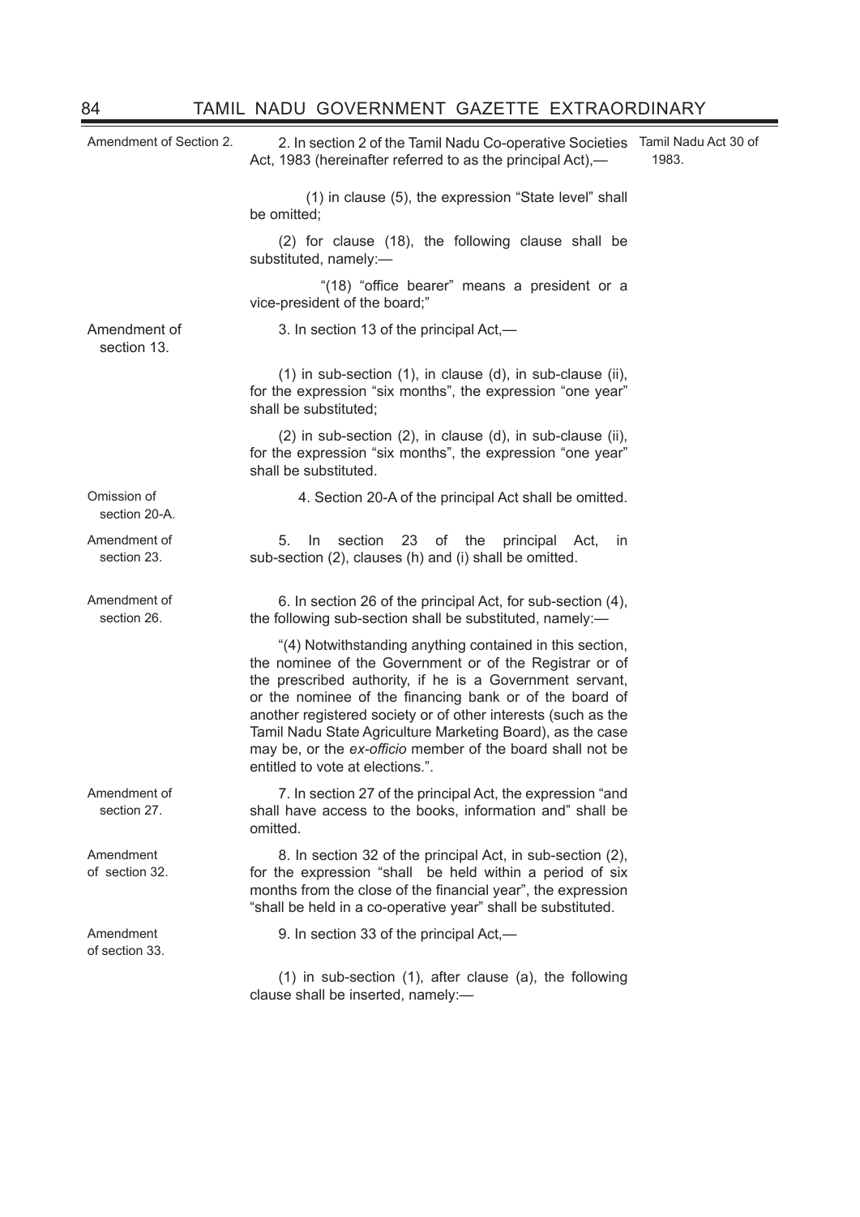Amendment of Section 2.

2. In section 2 of the Tamil Nadu Co-operative Societies Act, 1983 (hereinafter referred to as the principal Act),—

Tamil Nadu Act 30 of 1983.

(1) in clause (5), the expression "State level" shall be omitted;

(2) for clause (18), the following clause shall be substituted, namely:—

"(18) "office bearer" means a president or a vice-president of the board;"

Amendment of section 13.

3. In section 13 of the principal Act,—

(1) in sub-section (1), in clause (d), in sub-clause (ii), for the expression "six months", the expression "one year" shall be substituted;

(2) in sub-section (2), in clause (d), in sub-clause (ii), for the expression "six months", the expression "one year" shall be substituted.

Omission of section 20-A.

4. Section 20-A of the principal Act shall be omitted.

Amendment of section 23.

5. In section 23 of the principal Act, in sub-section (2), clauses (h) and (i) shall be omitted.

Amendment of section 26.

6. In section 26 of the principal Act, for sub-section (4), the following sub-section shall be substituted, namely:—

"(4) Notwithstanding anything contained in this section, the nominee of the Government or of the Registrar or of the prescribed authority, if he is a Government servant, or the nominee of the financing bank or of the board of another registered society or of other interests (such as the Tamil Nadu State Agriculture Marketing Board), as the case may be, or the *ex-officio* member of the board shall not be entitled to vote at elections.".

Amendment of section 27.

7. In section 27 of the principal Act, the expression "and shall have access to the books, information and" shall be omitted.

Amendment of section 32.

8. In section 32 of the principal Act, in sub-section (2), for the expression "shall be held within a period of six months from the close of the financial year", the expression "shall be held in a co-operative year" shall be substituted.

Amendment of section 33.

9. In section 33 of the principal Act,—

(1) in sub-section (1), after clause (a), the following clause shall be inserted, namely:—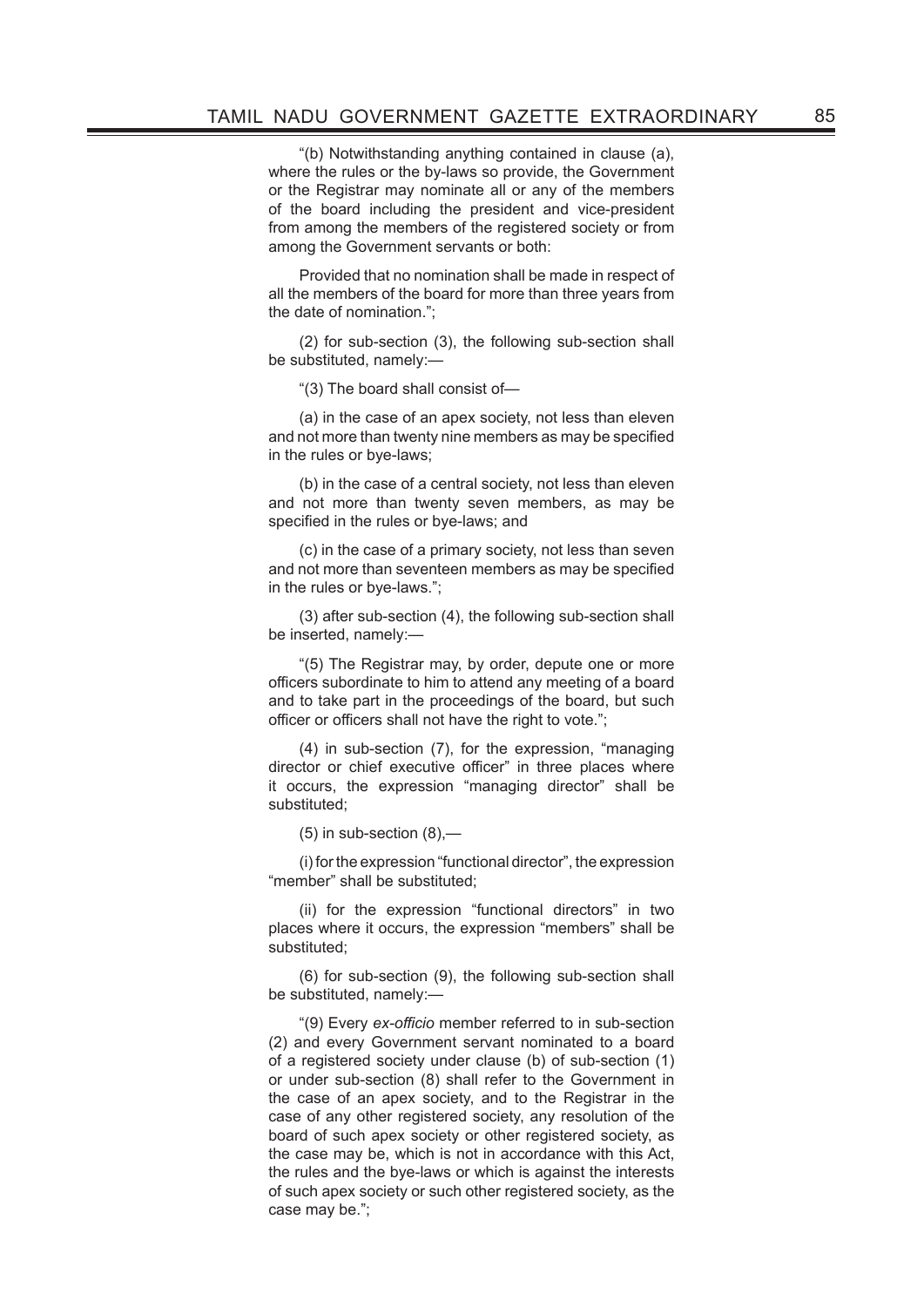"(b) Notwithstanding anything contained in clause (a), where the rules or the by-laws so provide, the Government or the Registrar may nominate all or any of the members of the board including the president and vice-president from among the members of the registered society or from among the Government servants or both:

Provided that no nomination shall be made in respect of all the members of the board for more than three years from the date of nomination.";

(2) for sub-section (3), the following sub-section shall be substituted, namely:—

"(3) The board shall consist of—

(a) in the case of an apex society, not less than eleven and not more than twenty nine members as may be specified in the rules or bye-laws;

(b) in the case of a central society, not less than eleven and not more than twenty seven members, as may be specified in the rules or bye-laws; and

(c) in the case of a primary society, not less than seven and not more than seventeen members as may be specified in the rules or bye-laws.";

(3) after sub-section (4), the following sub-section shall be inserted, namely:—

"(5) The Registrar may, by order, depute one or more officers subordinate to him to attend any meeting of a board and to take part in the proceedings of the board, but such officer or officers shall not have the right to vote.";

(4) in sub-section (7), for the expression, "managing director or chief executive officer" in three places where it occurs, the expression "managing director" shall be substituted;

(5) in sub-section (8),—

(i) for the expression "functional director", the expression "member" shall be substituted;

(ii) for the expression "functional directors" in two places where it occurs, the expression "members" shall be substituted;

(6) for sub-section (9), the following sub-section shall be substituted, namely:—

"(9) Every *ex-officio* member referred to in sub-section (2) and every Government servant nominated to a board of a registered society under clause (b) of sub-section (1) or under sub-section (8) shall refer to the Government in the case of an apex society, and to the Registrar in the case of any other registered society, any resolution of the board of such apex society or other registered society, as the case may be, which is not in accordance with this Act, the rules and the bye-laws or which is against the interests of such apex society or such other registered society, as the case may be.";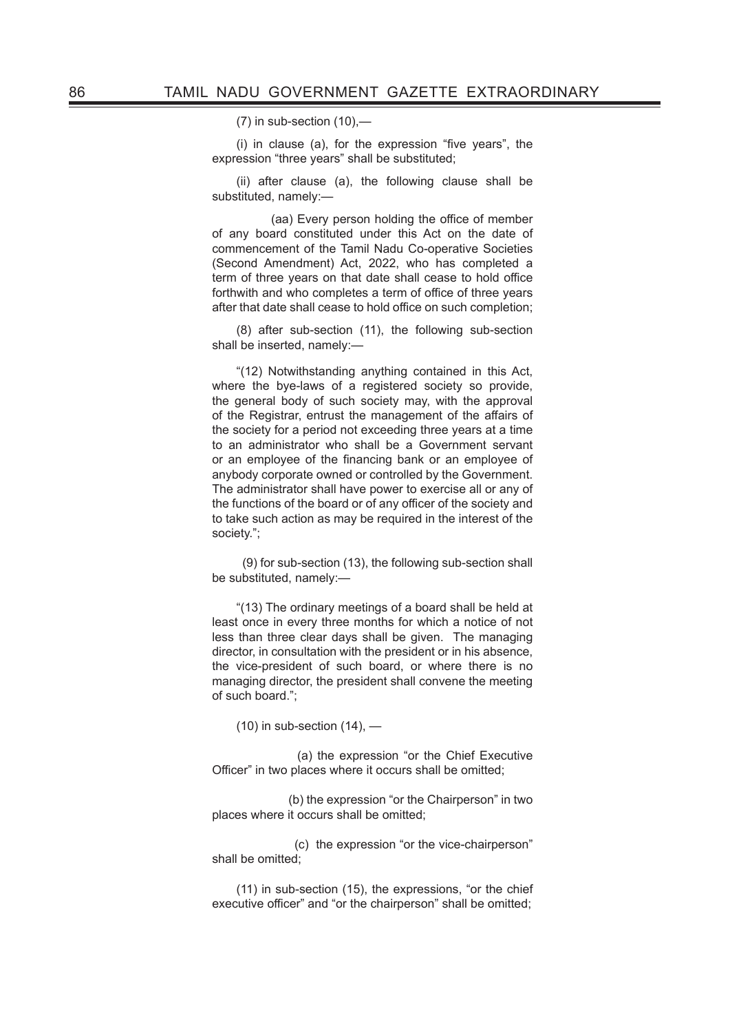(7) in sub-section (10),—

(i) in clause (a), for the expression "five years", the expression "three years" shall be substituted;

(ii) after clause (a), the following clause shall be substituted, namely:—

(aa) Every person holding the office of member of any board constituted under this Act on the date of commencement of the Tamil Nadu Co-operative Societies (Second Amendment) Act, 2022, who has completed a term of three years on that date shall cease to hold office forthwith and who completes a term of office of three years after that date shall cease to hold office on such completion;

(8) after sub-section (11), the following sub-section shall be inserted, namely:—

"(12) Notwithstanding anything contained in this Act, where the bye-laws of a registered society so provide, the general body of such society may, with the approval of the Registrar, entrust the management of the affairs of the society for a period not exceeding three years at a time to an administrator who shall be a Government servant or an employee of the financing bank or an employee of anybody corporate owned or controlled by the Government. The administrator shall have power to exercise all or any of the functions of the board or of any officer of the society and to take such action as may be required in the interest of the society.";

(9) for sub-section (13), the following sub-section shall be substituted, namely:—

"(13) The ordinary meetings of a board shall be held at least once in every three months for which a notice of not less than three clear days shall be given. The managing director, in consultation with the president or in his absence, the vice-president of such board, or where there is no managing director, the president shall convene the meeting of such board.";

(10) in sub-section (14), —

(a) the expression "or the Chief Executive Officer" in two places where it occurs shall be omitted;

(b) the expression "or the Chairperson" in two places where it occurs shall be omitted;

(c) the expression "or the vice-chairperson" shall be omitted;

(11) in sub-section (15), the expressions, "or the chief executive officer" and "or the chairperson" shall be omitted;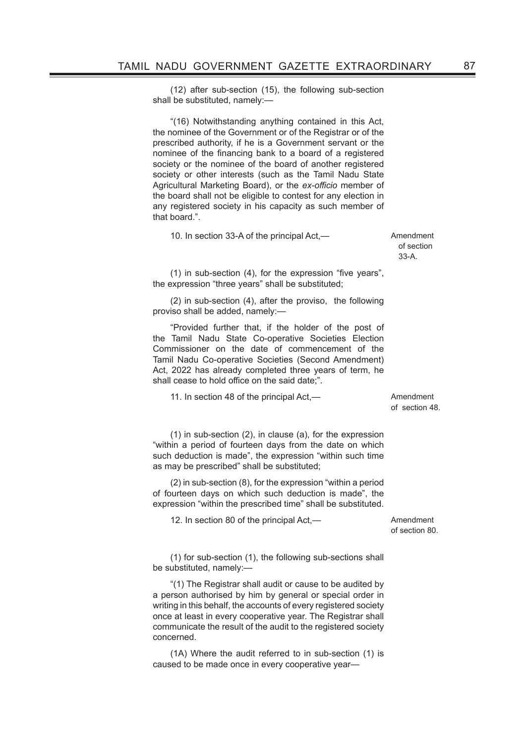(12) after sub-section (15), the following sub-section shall be substituted, namely:—

"(16) Notwithstanding anything contained in this Act, the nominee of the Government or of the Registrar or of the prescribed authority, if he is a Government servant or the nominee of the financing bank to a board of a registered society or the nominee of the board of another registered society or other interests (such as the Tamil Nadu State Agricultural Marketing Board), or the *ex-officio* member of the board shall not be eligible to contest for any election in any registered society in his capacity as such member of that board.".

10. In section 33-A of the principal Act,— Amendment of section 33-A.

(1) in sub-section (4), for the expression "five years", the expression "three years" shall be substituted;

(2) in sub-section (4), after the proviso, the following proviso shall be added, namely:—

"Provided further that, if the holder of the post of the Tamil Nadu State Co-operative Societies Election Commissioner on the date of commencement of the Tamil Nadu Co-operative Societies (Second Amendment) Act, 2022 has already completed three years of term, he shall cease to hold office on the said date;".

11. In section 48 of the principal Act,— Amendment of section 48.

(1) in sub-section (2), in clause (a), for the expression "within a period of fourteen days from the date on which such deduction is made", the expression "within such time as may be prescribed" shall be substituted;

(2) in sub-section (8), for the expression "within a period of fourteen days on which such deduction is made", the expression "within the prescribed time" shall be substituted.

12. In section 80 of the principal Act,— Amendment of section 80.

(1) for sub-section (1), the following sub-sections shall be substituted, namely:—

"(1) The Registrar shall audit or cause to be audited by a person authorised by him by general or special order in writing in this behalf, the accounts of every registered society once at least in every cooperative year. The Registrar shall communicate the result of the audit to the registered society concerned.

(1A) Where the audit referred to in sub-section (1) is caused to be made once in every cooperative year—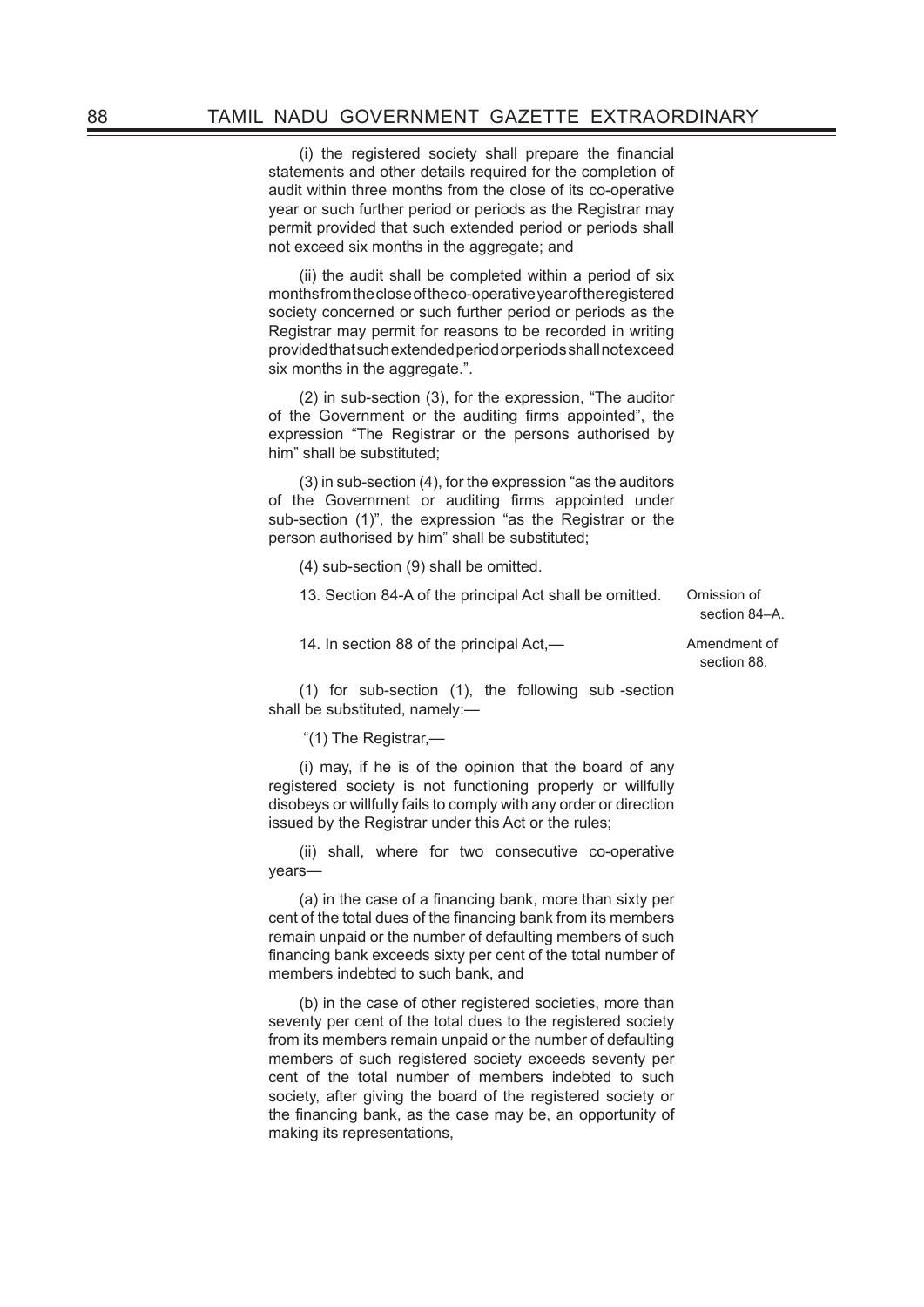(i) the registered society shall prepare the financial statements and other details required for the completion of audit within three months from the close of its co-operative year or such further period or periods as the Registrar may permit provided that such extended period or periods shall not exceed six months in the aggregate; and

(ii) the audit shall be completed within a period of six months from the close of the co-operative year of the registered society concerned or such further period or periods as the Registrar may permit for reasons to be recorded in writing provided that such extended period or periods shall not exceed six months in the aggregate.".

(2) in sub-section (3), for the expression, "The auditor of the Government or the auditing firms appointed", the expression "The Registrar or the persons authorised by him" shall be substituted;

(3) in sub-section (4), for the expression "as the auditors of the Government or auditing firms appointed under sub-section (1)", the expression "as the Registrar or the person authorised by him" shall be substituted;

(4) sub-section (9) shall be omitted.

Omission of section 84–A.

13. Section 84-A of the principal Act shall be omitted.

Amendment of section 88.

14. In section 88 of the principal Act,—

(1) for sub-section (1), the following sub -section shall be substituted, namely:—

"(1) The Registrar,—

(i) may, if he is of the opinion that the board of any registered society is not functioning properly or willfully disobeys or willfully fails to comply with any order or direction issued by the Registrar under this Act or the rules;

(ii) shall, where for two consecutive co-operative years—

(a) in the case of a financing bank, more than sixty per cent of the total dues of the financing bank from its members remain unpaid or the number of defaulting members of such financing bank exceeds sixty per cent of the total number of members indebted to such bank, and

(b) in the case of other registered societies, more than seventy per cent of the total dues to the registered society from its members remain unpaid or the number of defaulting members of such registered society exceeds seventy per cent of the total number of members indebted to such society, after giving the board of the registered society or the financing bank, as the case may be, an opportunity of making its representations,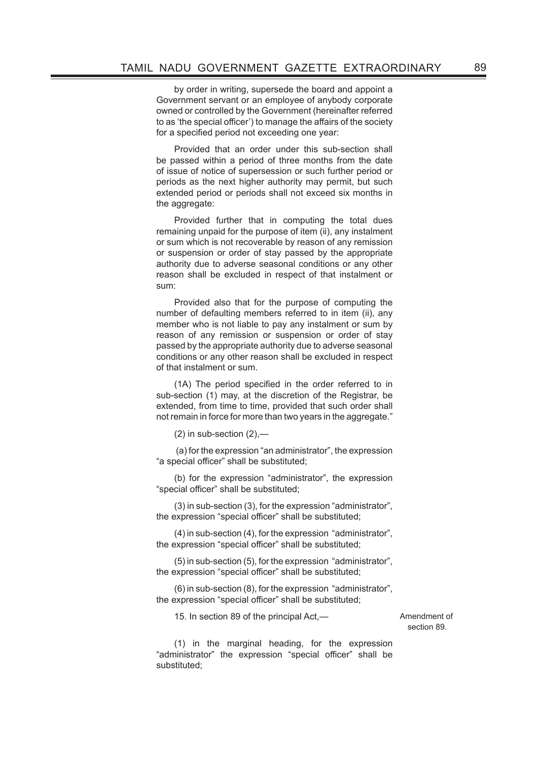by order in writing, supersede the board and appoint a Government servant or an employee of anybody corporate owned or controlled by the Government (hereinafter referred to as 'the special officer') to manage the affairs of the society for a specified period not exceeding one year:

Provided that an order under this sub-section shall be passed within a period of three months from the date of issue of notice of supersession or such further period or periods as the next higher authority may permit, but such extended period or periods shall not exceed six months in the aggregate:

Provided further that in computing the total dues remaining unpaid for the purpose of item (ii), any instalment or sum which is not recoverable by reason of any remission or suspension or order of stay passed by the appropriate authority due to adverse seasonal conditions or any other reason shall be excluded in respect of that instalment or sum:

Provided also that for the purpose of computing the number of defaulting members referred to in item (ii), any member who is not liable to pay any instalment or sum by reason of any remission or suspension or order of stay passed by the appropriate authority due to adverse seasonal conditions or any other reason shall be excluded in respect of that instalment or sum.

(1A) The period specified in the order referred to in sub-section (1) may, at the discretion of the Registrar, be extended, from time to time, provided that such order shall not remain in force for more than two years in the aggregate."

(2) in sub-section (2),—

(a) for the expression "an administrator", the expression "a special officer" shall be substituted;

(b) for the expression "administrator", the expression "special officer" shall be substituted;

(3) in sub-section (3), for the expression "administrator", the expression "special officer" shall be substituted;

(4) in sub-section (4), for the expression "administrator", the expression "special officer" shall be substituted;

(5) in sub-section (5), for the expression "administrator", the expression "special officer" shall be substituted;

(6) in sub-section (8), for the expression "administrator", the expression "special officer" shall be substituted;

15. In section 89 of the principal Act,— *Amendment of section 89.*

(1) in the marginal heading, for the expression "administrator" the expression "special officer" shall be substituted;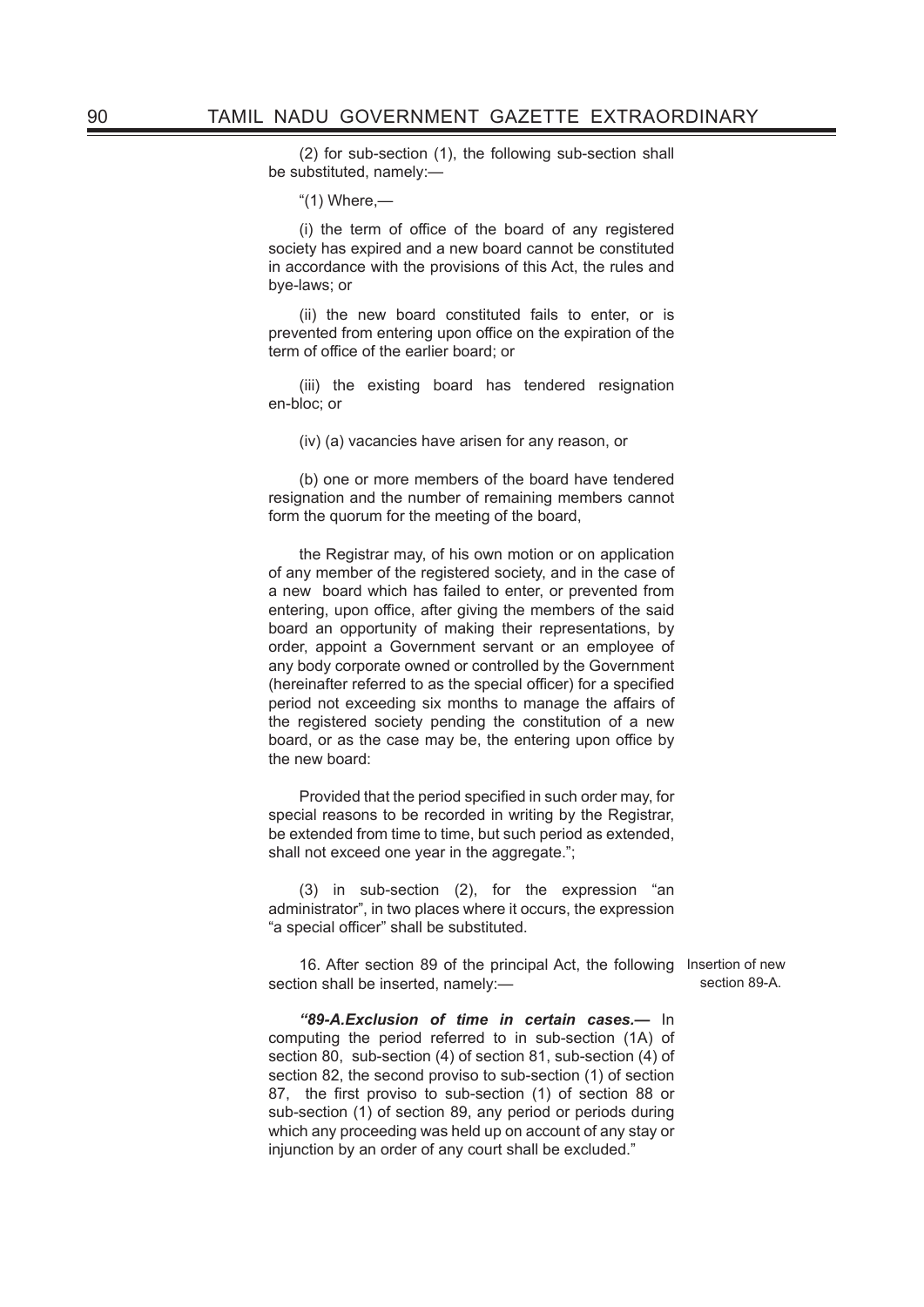(2) for sub-section (1), the following sub-section shall be substituted, namely:—

"(1) Where,—

(i) the term of office of the board of any registered society has expired and a new board cannot be constituted in accordance with the provisions of this Act, the rules and bye-laws; or

(ii) the new board constituted fails to enter, or is prevented from entering upon office on the expiration of the term of office of the earlier board; or

(iii) the existing board has tendered resignation en-bloc; or

(iv) (a) vacancies have arisen for any reason, or

(b) one or more members of the board have tendered resignation and the number of remaining members cannot form the quorum for the meeting of the board,

the Registrar may, of his own motion or on application of any member of the registered society, and in the case of a new board which has failed to enter, or prevented from entering, upon office, after giving the members of the said board an opportunity of making their representations, by order, appoint a Government servant or an employee of any body corporate owned or controlled by the Government (hereinafter referred to as the special officer) for a specified period not exceeding six months to manage the affairs of the registered society pending the constitution of a new board, or as the case may be, the entering upon office by the new board:

Provided that the period specified in such order may, for special reasons to be recorded in writing by the Registrar, be extended from time to time, but such period as extended, shall not exceed one year in the aggregate.";

(3) in sub-section (2), for the expression "an administrator", in two places where it occurs, the expression "a special officer" shall be substituted.

Insertion of new section 89-A.

16. After section 89 of the principal Act, the following section shall be inserted, namely:—

***"89-A.Exclusion of time in certain cases.—*** In computing the period referred to in sub-section (1A) of section 80, sub-section (4) of section 81, sub-section (4) of section 82, the second proviso to sub-section (1) of section 87, the first proviso to sub-section (1) of section 88 or sub-section (1) of section 89, any period or periods during which any proceeding was held up on account of any stay or injunction by an order of any court shall be excluded."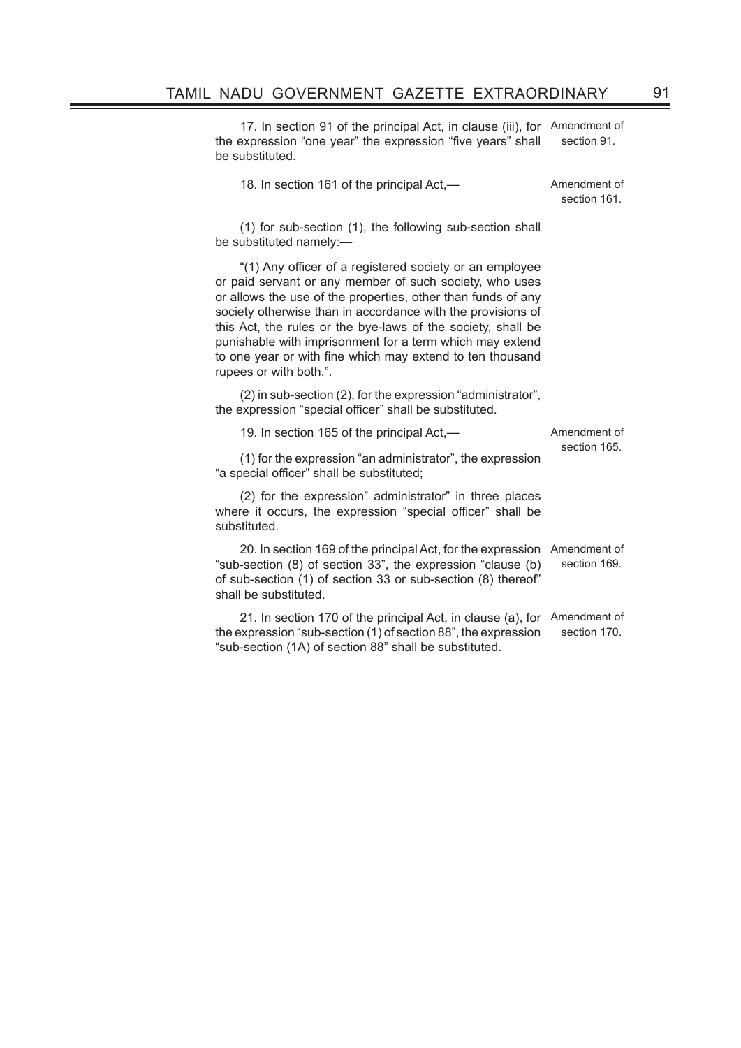17. In section 91 of the principal Act, in clause (iii), for the expression "one year" the expression "five years" shall be substituted.

Amendment of section 91.

18. In section 161 of the principal Act,—

Amendment of section 161.

(1) for sub-section (1), the following sub-section shall be substituted namely:—

"(1) Any officer of a registered society or an employee or paid servant or any member of such society, who uses or allows the use of the properties, other than funds of any society otherwise than in accordance with the provisions of this Act, the rules or the bye-laws of the society, shall be punishable with imprisonment for a term which may extend to one year or with fine which may extend to ten thousand rupees or with both.".

(2) in sub-section (2), for the expression "administrator", the expression "special officer" shall be substituted.

19. In section 165 of the principal Act,—

Amendment of section 165.

(1) for the expression "an administrator", the expression "a special officer" shall be substituted;

(2) for the expression" administrator" in three places where it occurs, the expression "special officer" shall be substituted.

20. In section 169 of the principal Act, for the expression "sub-section (8) of section 33", the expression "clause (b) of sub-section (1) of section 33 or sub-section (8) thereof" shall be substituted.

Amendment of section 169.

21. In section 170 of the principal Act, in clause (a), for the expression "sub-section (1) of section 88", the expression "sub-section (1A) of section 88" shall be substituted.

Amendment of section 170.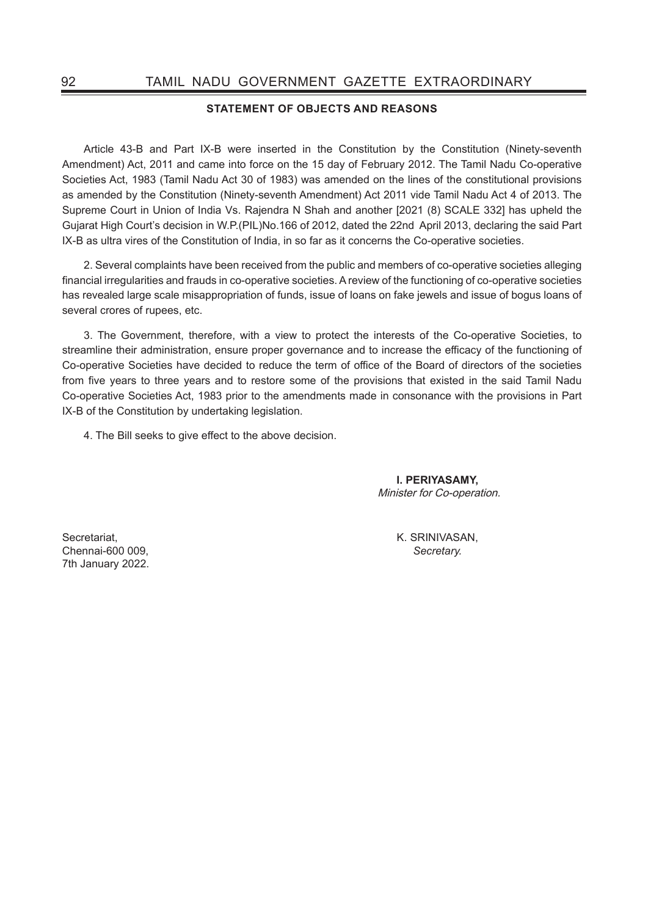## STATEMENT OF OBJECTS AND REASONS

Article 43-B and Part IX-B were inserted in the Constitution by the Constitution (Ninety-seventh Amendment) Act, 2011 and came into force on the 15 day of February 2012. The Tamil Nadu Co-operative Societies Act, 1983 (Tamil Nadu Act 30 of 1983) was amended on the lines of the constitutional provisions as amended by the Constitution (Ninety-seventh Amendment) Act 2011 vide Tamil Nadu Act 4 of 2013. The Supreme Court in Union of India Vs. Rajendra N Shah and another [2021 (8) SCALE 332] has upheld the Gujarat High Court's decision in W.P.(PIL)No.166 of 2012, dated the 22nd April 2013, declaring the said Part IX-B as ultra vires of the Constitution of India, in so far as it concerns the Co-operative societies.

2. Several complaints have been received from the public and members of co-operative societies alleging financial irregularities and frauds in co-operative societies. A review of the functioning of co-operative societies has revealed large scale misappropriation of funds, issue of loans on fake jewels and issue of bogus loans of several crores of rupees, etc.

3. The Government, therefore, with a view to protect the interests of the Co-operative Societies, to streamline their administration, ensure proper governance and to increase the efficacy of the functioning of Co-operative Societies have decided to reduce the term of office of the Board of directors of the societies from five years to three years and to restore some of the provisions that existed in the said Tamil Nadu Co-operative Societies Act, 1983 prior to the amendments made in consonance with the provisions in Part IX-B of the Constitution by undertaking legislation.

4. The Bill seeks to give effect to the above decision.

**I. PERIYASAMY,**
*Minister for Co-operation.*

Secretariat,
Chennai-600 009,
7th January 2022.

K. SRINIVASAN,
*Secretary.*